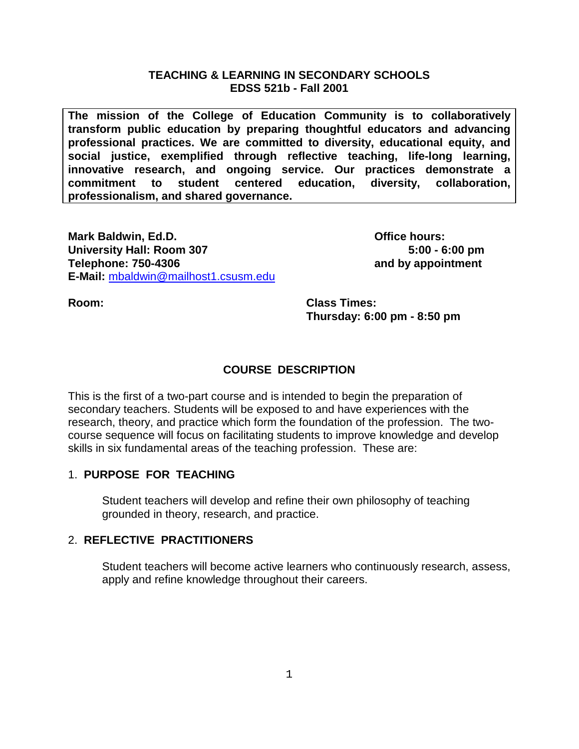# TEACHING & LEARNING IN SECONDARY SCHOOLS
## EDSS 521b - Fall 2001

**The mission of the College of Education Community is to collaboratively transform public education by preparing thoughtful educators and advancing professional practices. We are committed to diversity, educational equity, and social justice, exemplified through reflective teaching, life-long learning, innovative research, and ongoing service. Our practices demonstrate a commitment to student centered education, diversity, collaboration, professionalism, and shared governance.**

**Mark Baldwin, Ed.D.**
**University Hall: Room 307**
**Telephone: 750-4306**
**E-Mail:** mbaldwin@mailhost1.csusm.edu

**Office hours:**
**5:00 - 6:00 pm**
**and by appointment**

**Room:**

**Class Times:**
**Thursday: 6:00 pm - 8:50 pm**

## COURSE DESCRIPTION

This is the first of a two-part course and is intended to begin the preparation of secondary teachers. Students will be exposed to and have experiences with the research, theory, and practice which form the foundation of the profession. The two-course sequence will focus on facilitating students to improve knowledge and develop skills in six fundamental areas of the teaching profession. These are:

1. **PURPOSE FOR TEACHING**

   Student teachers will develop and refine their own philosophy of teaching grounded in theory, research, and practice.

2. **REFLECTIVE PRACTITIONERS**

   Student teachers will become active learners who continuously research, assess, apply and refine knowledge throughout their careers.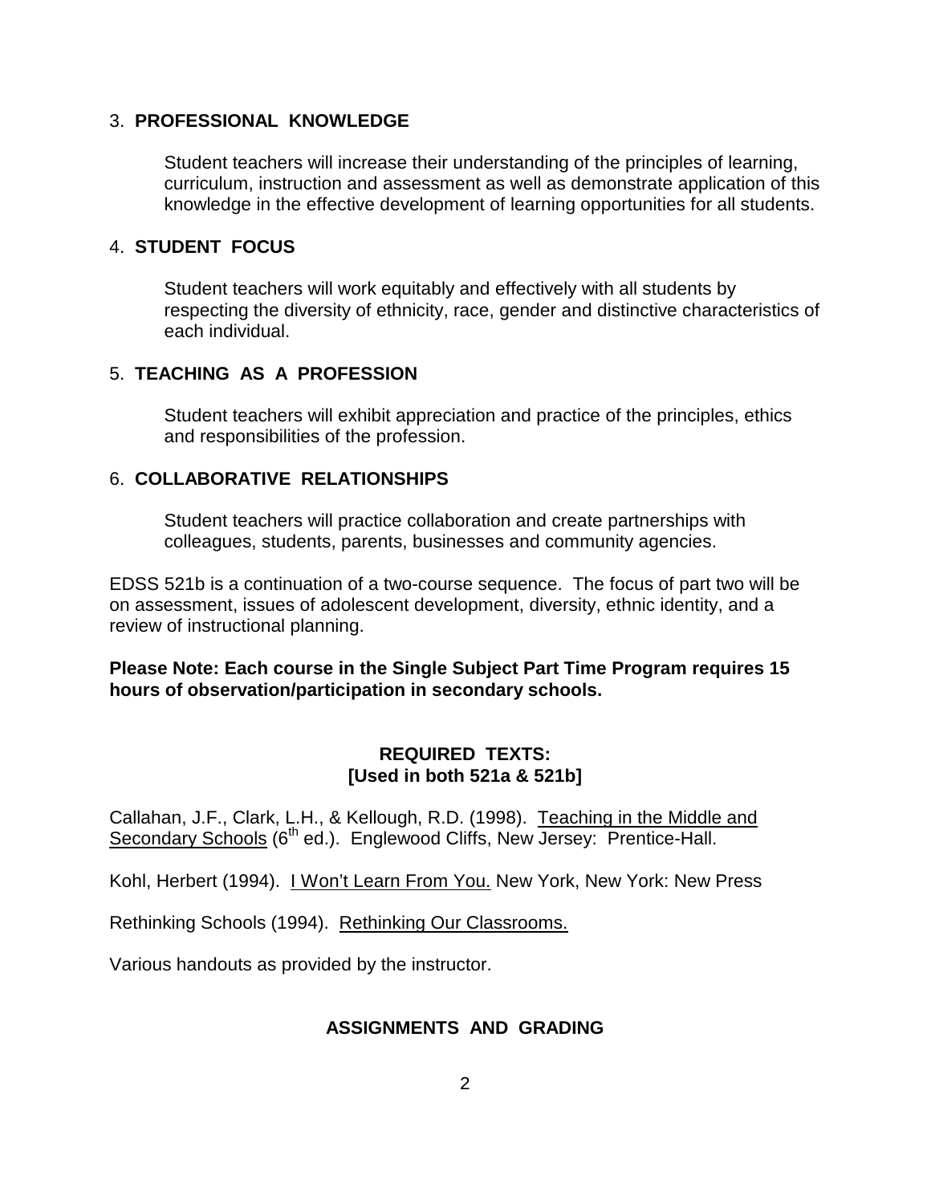3. **PROFESSIONAL KNOWLEDGE**

   Student teachers will increase their understanding of the principles of learning, curriculum, instruction and assessment as well as demonstrate application of this knowledge in the effective development of learning opportunities for all students.

4. **STUDENT FOCUS**

   Student teachers will work equitably and effectively with all students by respecting the diversity of ethnicity, race, gender and distinctive characteristics of each individual.

5. **TEACHING AS A PROFESSION**

   Student teachers will exhibit appreciation and practice of the principles, ethics and responsibilities of the profession.

6. **COLLABORATIVE RELATIONSHIPS**

   Student teachers will practice collaboration and create partnerships with colleagues, students, parents, businesses and community agencies.

EDSS 521b is a continuation of a two-course sequence. The focus of part two will be on assessment, issues of adolescent development, diversity, ethnic identity, and a review of instructional planning.

**Please Note: Each course in the Single Subject Part Time Program requires 15 hours of observation/participation in secondary schools.**

## REQUIRED TEXTS: [Used in both 521a & 521b]

Callahan, J.F., Clark, L.H., & Kellough, R.D. (1998). Teaching in the Middle and Secondary Schools (6th ed.). Englewood Cliffs, New Jersey: Prentice-Hall.

Kohl, Herbert (1994). I Won't Learn From You. New York, New York: New Press

Rethinking Schools (1994). Rethinking Our Classrooms.

Various handouts as provided by the instructor.

## ASSIGNMENTS AND GRADING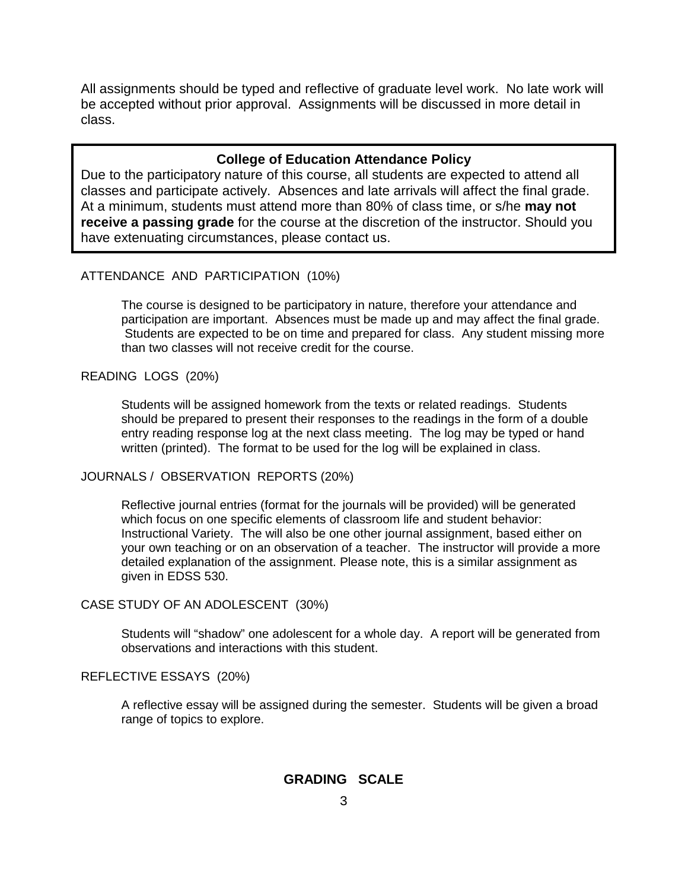All assignments should be typed and reflective of graduate level work. No late work will be accepted without prior approval. Assignments will be discussed in more detail in class.

> **College of Education Attendance Policy**
>
> Due to the participatory nature of this course, all students are expected to attend all classes and participate actively. Absences and late arrivals will affect the final grade. At a minimum, students must attend more than 80% of class time, or s/he **may not receive a passing grade** for the course at the discretion of the instructor. Should you have extenuating circumstances, please contact us.

ATTENDANCE AND PARTICIPATION (10%)

The course is designed to be participatory in nature, therefore your attendance and participation are important. Absences must be made up and may affect the final grade. Students are expected to be on time and prepared for class. Any student missing more than two classes will not receive credit for the course.

READING LOGS (20%)

Students will be assigned homework from the texts or related readings. Students should be prepared to present their responses to the readings in the form of a double entry reading response log at the next class meeting. The log may be typed or hand written (printed). The format to be used for the log will be explained in class.

JOURNALS / OBSERVATION REPORTS (20%)

Reflective journal entries (format for the journals will be provided) will be generated which focus on one specific elements of classroom life and student behavior: Instructional Variety. The will also be one other journal assignment, based either on your own teaching or on an observation of a teacher. The instructor will provide a more detailed explanation of the assignment. Please note, this is a similar assignment as given in EDSS 530.

CASE STUDY OF AN ADOLESCENT (30%)

Students will "shadow" one adolescent for a whole day. A report will be generated from observations and interactions with this student.

REFLECTIVE ESSAYS (20%)

A reflective essay will be assigned during the semester. Students will be given a broad range of topics to explore.

**GRADING SCALE**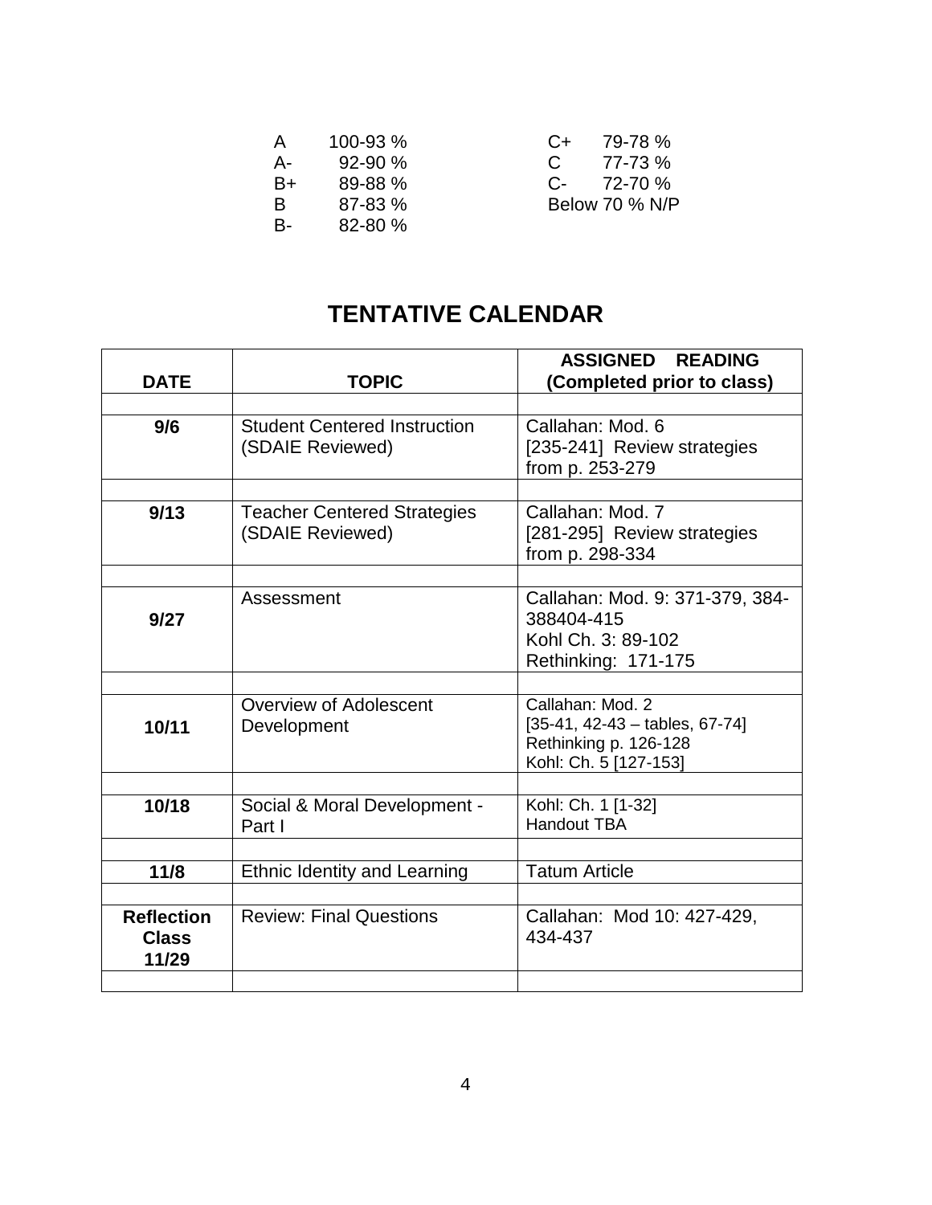| | | | |
|---|---|---|---|
| A | 100-93 % | C+ | 79-78 % |
| A- | 92-90 % | C | 77-73 % |
| B+ | 89-88 % | C- | 72-70 % |
| B | 87-83 % | Below 70 % N/P | |
| B- | 82-80 % | | |

## TENTATIVE CALENDAR

| DATE | TOPIC | ASSIGNED READING (Completed prior to class) |
|---|---|---|
| | | |
| **9/6** | Student Centered Instruction (SDAIE Reviewed) | Callahan: Mod. 6<br>[235-241] Review strategies from p. 253-279 |
| | | |
| **9/13** | Teacher Centered Strategies (SDAIE Reviewed) | Callahan: Mod. 7<br>[281-295] Review strategies from p. 298-334 |
| | | |
| **9/27** | Assessment | Callahan: Mod. 9: 371-379, 384-388404-415<br>Kohl Ch. 3: 89-102<br>Rethinking: 171-175 |
| | | |
| **10/11** | Overview of Adolescent Development | Callahan: Mod. 2<br>[35-41, 42-43 – tables, 67-74]<br>Rethinking p. 126-128<br>Kohl: Ch. 5 [127-153] |
| | | |
| **10/18** | Social & Moral Development - Part I | Kohl: Ch. 1 [1-32]<br>Handout TBA |
| | | |
| **11/8** | Ethnic Identity and Learning | Tatum Article |
| | | |
| **Reflection Class 11/29** | Review: Final Questions | Callahan: Mod 10: 427-429, 434-437 |
| | | |